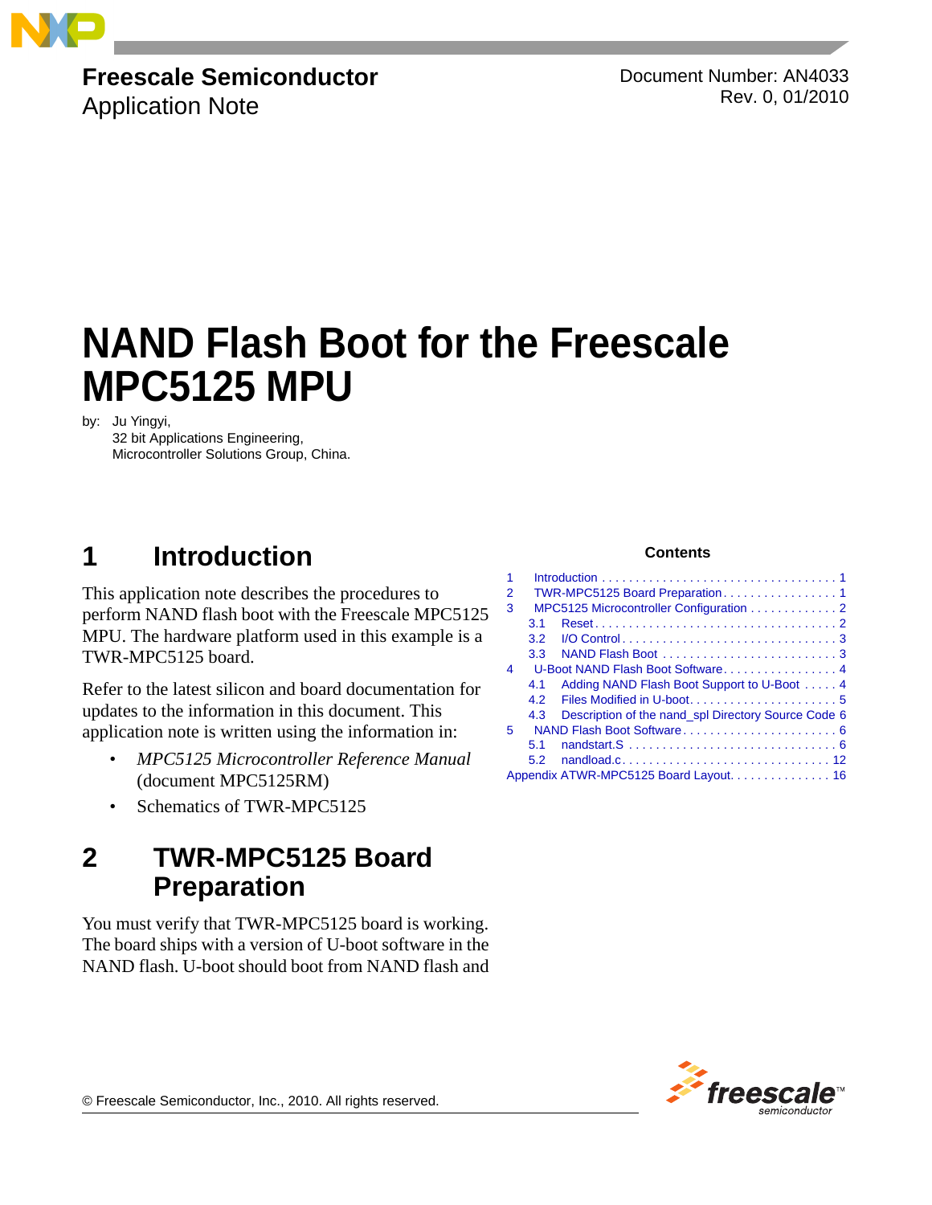**Freescale Semiconductor**
Application Note

Document Number: AN4033
Rev. 0, 01/2010

# NAND Flash Boot for the Freescale MPC5125 MPU

by: Ju Yingyi,
32 bit Applications Engineering,
Microcontroller Solutions Group, China.

## 1 Introduction

This application note describes the procedures to perform NAND flash boot with the Freescale MPC5125 MPU. The hardware platform used in this example is a TWR-MPC5125 board.

Refer to the latest silicon and board documentation for updates to the information in this document. This application note is written using the information in:

- *MPC5125 Microcontroller Reference Manual* (document MPC5125RM)
- Schematics of TWR-MPC5125

## 2 TWR-MPC5125 Board Preparation

You must verify that TWR-MPC5125 board is working. The board ships with a version of U-boot software in the NAND flash. U-boot should boot from NAND flash and

**Contents**

| | | |
|---|---|---|
| 1 | Introduction | 1 |
| 2 | TWR-MPC5125 Board Preparation | 1 |
| 3 | MPC5125 Microcontroller Configuration | 2 |
| 3.1 | Reset | 2 |
| 3.2 | I/O Control | 3 |
| 3.3 | NAND Flash Boot | 3 |
| 4 | U-Boot NAND Flash Boot Software | 4 |
| 4.1 | Adding NAND Flash Boot Support to U-Boot | 4 |
| 4.2 | Files Modified in U-boot | 5 |
| 4.3 | Description of the nand_spl Directory Source Code | 6 |
| 5 | NAND Flash Boot Software | 6 |
| 5.1 | nandstart.S | 6 |
| 5.2 | nandload.c | 12 |
| | Appendix ATWR-MPC5125 Board Layout | 16 |

© Freescale Semiconductor, Inc., 2010. All rights reserved.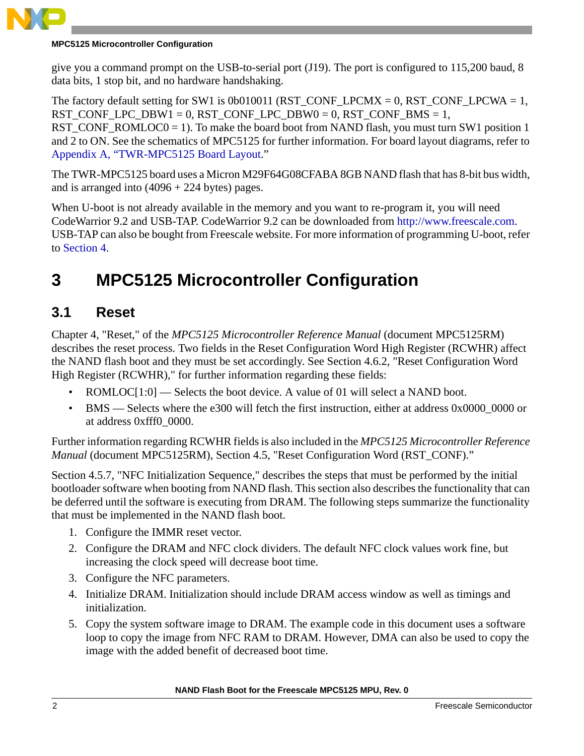give you a command prompt on the USB-to-serial port (J19). The port is configured to 115,200 baud, 8 data bits, 1 stop bit, and no hardware handshaking.

The factory default setting for SW1 is 0b010011 (RST_CONF_LPCMX = 0, RST_CONF_LPCWA = 1, RST_CONF_LPC_DBW1 = 0, RST_CONF_LPC_DBW0 = 0, RST_CONF_BMS = 1, RST_CONF_ROMLOC0 = 1). To make the board boot from NAND flash, you must turn SW1 position 1 and 2 to ON. See the schematics of MPC5125 for further information. For board layout diagrams, refer to Appendix A, "TWR-MPC5125 Board Layout."

The TWR-MPC5125 board uses a Micron M29F64G08CFABA 8GB NAND flash that has 8-bit bus width, and is arranged into (4096 + 224 bytes) pages.

When U-boot is not already available in the memory and you want to re-program it, you will need CodeWarrior 9.2 and USB-TAP. CodeWarrior 9.2 can be downloaded from http://www.freescale.com. USB-TAP can also be bought from Freescale website. For more information of programming U-boot, refer to Section 4.

# 3 MPC5125 Microcontroller Configuration

## 3.1 Reset

Chapter 4, "Reset," of the *MPC5125 Microcontroller Reference Manual* (document MPC5125RM) describes the reset process. Two fields in the Reset Configuration Word High Register (RCWHR) affect the NAND flash boot and they must be set accordingly. See Section 4.6.2, "Reset Configuration Word High Register (RCWHR)," for further information regarding these fields:

- ROMLOC[1:0] — Selects the boot device. A value of 01 will select a NAND boot.
- BMS — Selects where the e300 will fetch the first instruction, either at address 0x0000_0000 or at address 0xfff0_0000.

Further information regarding RCWHR fields is also included in the *MPC5125 Microcontroller Reference Manual* (document MPC5125RM), Section 4.5, "Reset Configuration Word (RST_CONF)."

Section 4.5.7, "NFC Initialization Sequence," describes the steps that must be performed by the initial bootloader software when booting from NAND flash. This section also describes the functionality that can be deferred until the software is executing from DRAM. The following steps summarize the functionality that must be implemented in the NAND flash boot.

1. Configure the IMMR reset vector.
2. Configure the DRAM and NFC clock dividers. The default NFC clock values work fine, but increasing the clock speed will decrease boot time.
3. Configure the NFC parameters.
4. Initialize DRAM. Initialization should include DRAM access window as well as timings and initialization.
5. Copy the system software image to DRAM. The example code in this document uses a software loop to copy the image from NFC RAM to DRAM. However, DMA can also be used to copy the image with the added benefit of decreased boot time.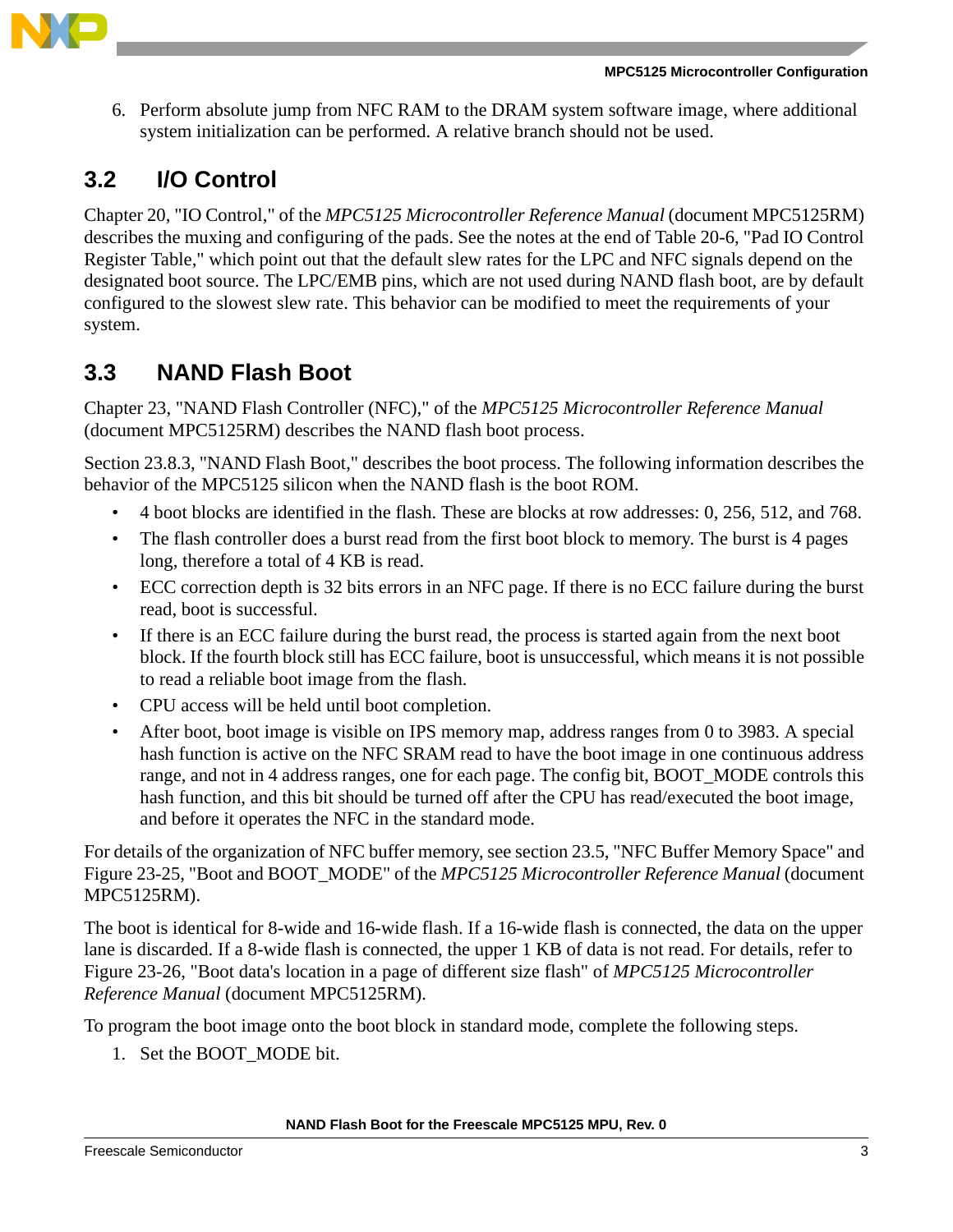6. Perform absolute jump from NFC RAM to the DRAM system software image, where additional system initialization can be performed. A relative branch should not be used.

## 3.2 I/O Control

Chapter 20, "IO Control," of the *MPC5125 Microcontroller Reference Manual* (document MPC5125RM) describes the muxing and configuring of the pads. See the notes at the end of Table 20-6, "Pad IO Control Register Table," which point out that the default slew rates for the LPC and NFC signals depend on the designated boot source. The LPC/EMB pins, which are not used during NAND flash boot, are by default configured to the slowest slew rate. This behavior can be modified to meet the requirements of your system.

## 3.3 NAND Flash Boot

Chapter 23, "NAND Flash Controller (NFC)," of the *MPC5125 Microcontroller Reference Manual* (document MPC5125RM) describes the NAND flash boot process.

Section 23.8.3, "NAND Flash Boot," describes the boot process. The following information describes the behavior of the MPC5125 silicon when the NAND flash is the boot ROM.

- 4 boot blocks are identified in the flash. These are blocks at row addresses: 0, 256, 512, and 768.
- The flash controller does a burst read from the first boot block to memory. The burst is 4 pages long, therefore a total of 4 KB is read.
- ECC correction depth is 32 bits errors in an NFC page. If there is no ECC failure during the burst read, boot is successful.
- If there is an ECC failure during the burst read, the process is started again from the next boot block. If the fourth block still has ECC failure, boot is unsuccessful, which means it is not possible to read a reliable boot image from the flash.
- CPU access will be held until boot completion.
- After boot, boot image is visible on IPS memory map, address ranges from 0 to 3983. A special hash function is active on the NFC SRAM read to have the boot image in one continuous address range, and not in 4 address ranges, one for each page. The config bit, BOOT_MODE controls this hash function, and this bit should be turned off after the CPU has read/executed the boot image, and before it operates the NFC in the standard mode.

For details of the organization of NFC buffer memory, see section 23.5, "NFC Buffer Memory Space" and Figure 23-25, "Boot and BOOT_MODE" of the *MPC5125 Microcontroller Reference Manual* (document MPC5125RM).

The boot is identical for 8-wide and 16-wide flash. If a 16-wide flash is connected, the data on the upper lane is discarded. If a 8-wide flash is connected, the upper 1 KB of data is not read. For details, refer to Figure 23-26, "Boot data's location in a page of different size flash" of *MPC5125 Microcontroller Reference Manual* (document MPC5125RM).

To program the boot image onto the boot block in standard mode, complete the following steps.

1. Set the BOOT_MODE bit.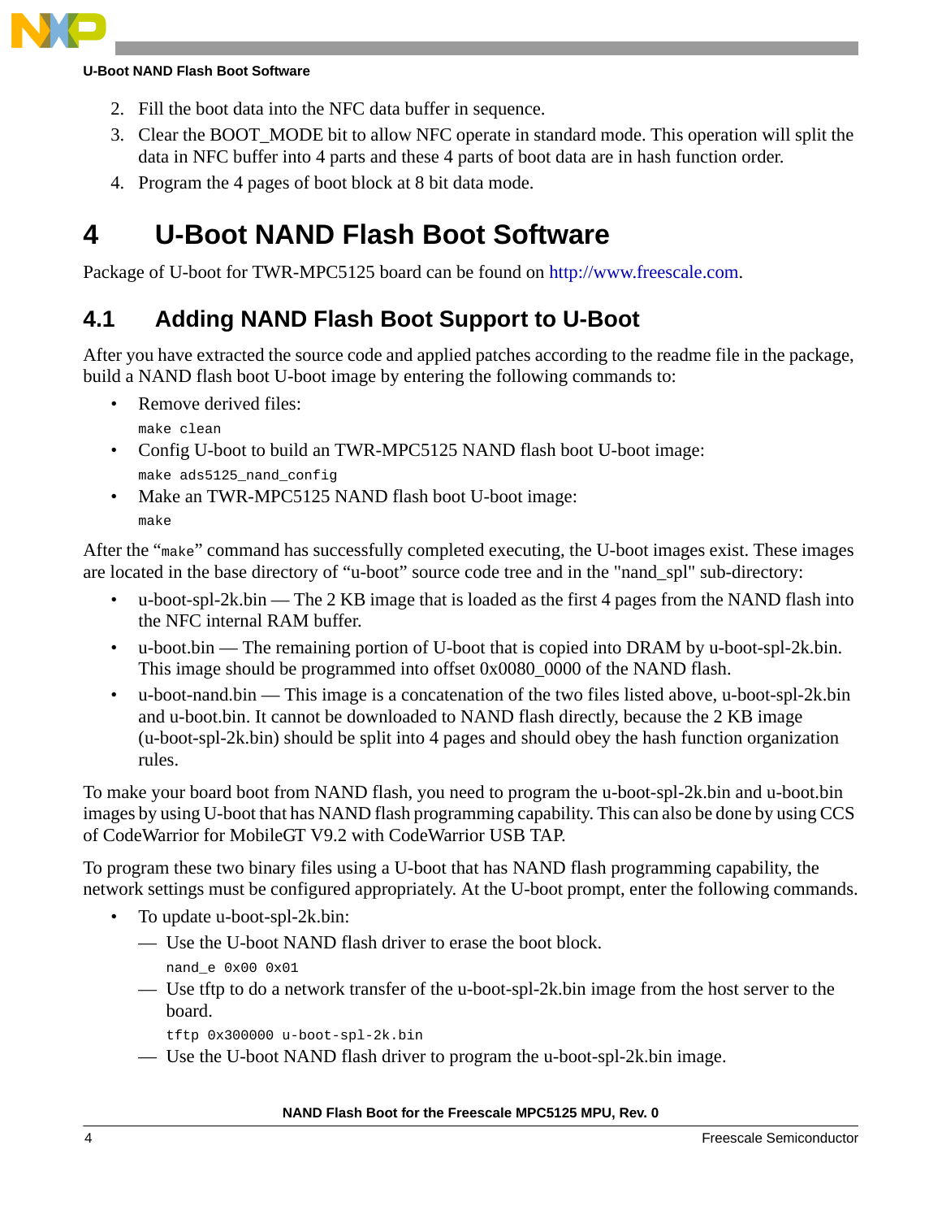2. Fill the boot data into the NFC data buffer in sequence.
3. Clear the BOOT_MODE bit to allow NFC operate in standard mode. This operation will split the data in NFC buffer into 4 parts and these 4 parts of boot data are in hash function order.
4. Program the 4 pages of boot block at 8 bit data mode.

# 4 U-Boot NAND Flash Boot Software

Package of U-boot for TWR-MPC5125 board can be found on http://www.freescale.com.

## 4.1 Adding NAND Flash Boot Support to U-Boot

After you have extracted the source code and applied patches according to the readme file in the package, build a NAND flash boot U-boot image by entering the following commands to:

- Remove derived files:
  ```
  make clean
  ```
- Config U-boot to build an TWR-MPC5125 NAND flash boot U-boot image:
  ```
  make ads5125_nand_config
  ```
- Make an TWR-MPC5125 NAND flash boot U-boot image:
  ```
  make
  ```

After the "`make`" command has successfully completed executing, the U-boot images exist. These images are located in the base directory of "u-boot" source code tree and in the "nand_spl" sub-directory:

- u-boot-spl-2k.bin — The 2 KB image that is loaded as the first 4 pages from the NAND flash into the NFC internal RAM buffer.
- u-boot.bin — The remaining portion of U-boot that is copied into DRAM by u-boot-spl-2k.bin. This image should be programmed into offset 0x0080_0000 of the NAND flash.
- u-boot-nand.bin — This image is a concatenation of the two files listed above, u-boot-spl-2k.bin and u-boot.bin. It cannot be downloaded to NAND flash directly, because the 2 KB image (u-boot-spl-2k.bin) should be split into 4 pages and should obey the hash function organization rules.

To make your board boot from NAND flash, you need to program the u-boot-spl-2k.bin and u-boot.bin images by using U-boot that has NAND flash programming capability. This can also be done by using CCS of CodeWarrior for MobileGT V9.2 with CodeWarrior USB TAP.

To program these two binary files using a U-boot that has NAND flash programming capability, the network settings must be configured appropriately. At the U-boot prompt, enter the following commands.

- To update u-boot-spl-2k.bin:
  - Use the U-boot NAND flash driver to erase the boot block.
    ```
    nand_e 0x00 0x01
    ```
  - Use tftp to do a network transfer of the u-boot-spl-2k.bin image from the host server to the board.
    ```
    tftp 0x300000 u-boot-spl-2k.bin
    ```
  - Use the U-boot NAND flash driver to program the u-boot-spl-2k.bin image.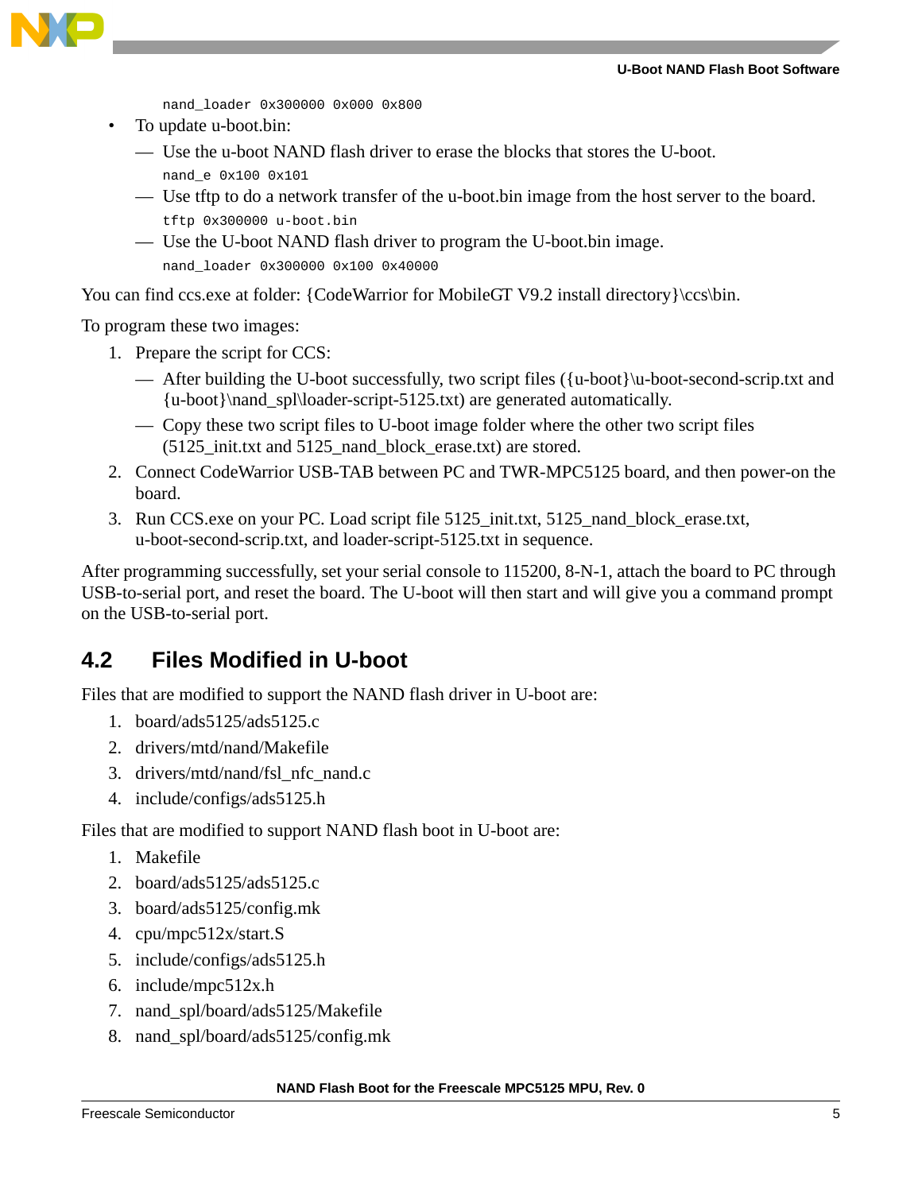```
nand_loader 0x300000 0x000 0x800
```

- To update u-boot.bin:
  - Use the u-boot NAND flash driver to erase the blocks that stores the U-boot.
    ```
    nand_e 0x100 0x101
    ```
  - Use tftp to do a network transfer of the u-boot.bin image from the host server to the board.
    ```
    tftp 0x300000 u-boot.bin
    ```
  - Use the U-boot NAND flash driver to program the U-boot.bin image.
    ```
    nand_loader 0x300000 0x100 0x40000
    ```

You can find ccs.exe at folder: {CodeWarrior for MobileGT V9.2 install directory}\ccs\bin.

To program these two images:

1. Prepare the script for CCS:
   - After building the U-boot successfully, two script files ({u-boot}\u-boot-second-scrip.txt and {u-boot}\nand_spl\loader-script-5125.txt) are generated automatically.
   - Copy these two script files to U-boot image folder where the other two script files (5125_init.txt and 5125_nand_block_erase.txt) are stored.
2. Connect CodeWarrior USB-TAB between PC and TWR-MPC5125 board, and then power-on the board.
3. Run CCS.exe on your PC. Load script file 5125_init.txt, 5125_nand_block_erase.txt, u-boot-second-scrip.txt, and loader-script-5125.txt in sequence.

After programming successfully, set your serial console to 115200, 8-N-1, attach the board to PC through USB-to-serial port, and reset the board. The U-boot will then start and will give you a command prompt on the USB-to-serial port.

## 4.2 Files Modified in U-boot

Files that are modified to support the NAND flash driver in U-boot are:

1. board/ads5125/ads5125.c
2. drivers/mtd/nand/Makefile
3. drivers/mtd/nand/fsl_nfc_nand.c
4. include/configs/ads5125.h

Files that are modified to support NAND flash boot in U-boot are:

1. Makefile
2. board/ads5125/ads5125.c
3. board/ads5125/config.mk
4. cpu/mpc512x/start.S
5. include/configs/ads5125.h
6. include/mpc512x.h
7. nand_spl/board/ads5125/Makefile
8. nand_spl/board/ads5125/config.mk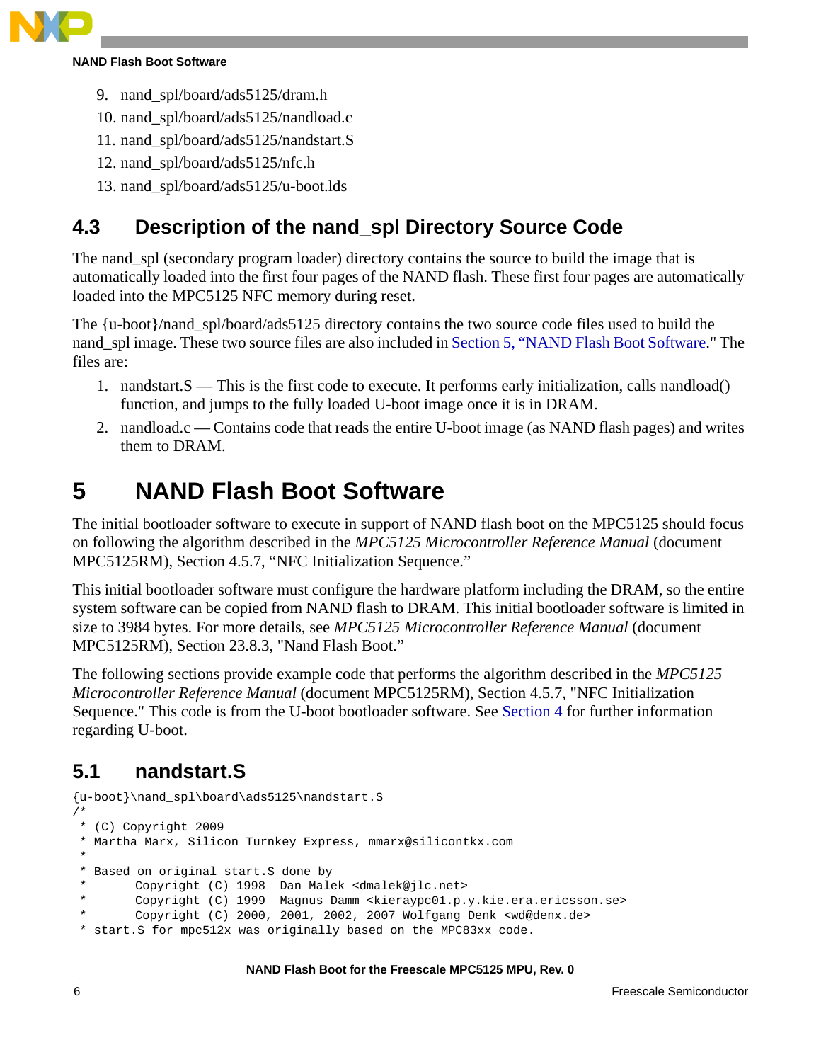9. nand_spl/board/ads5125/dram.h
10. nand_spl/board/ads5125/nandload.c
11. nand_spl/board/ads5125/nandstart.S
12. nand_spl/board/ads5125/nfc.h
13. nand_spl/board/ads5125/u-boot.lds

## 4.3 Description of the nand_spl Directory Source Code

The nand_spl (secondary program loader) directory contains the source to build the image that is automatically loaded into the first four pages of the NAND flash. These first four pages are automatically loaded into the MPC5125 NFC memory during reset.

The {u-boot}/nand_spl/board/ads5125 directory contains the two source code files used to build the nand_spl image. These two source files are also included in Section 5, "NAND Flash Boot Software." The files are:

1. nandstart.S — This is the first code to execute. It performs early initialization, calls nandload() function, and jumps to the fully loaded U-boot image once it is in DRAM.
2. nandload.c — Contains code that reads the entire U-boot image (as NAND flash pages) and writes them to DRAM.

# 5 NAND Flash Boot Software

The initial bootloader software to execute in support of NAND flash boot on the MPC5125 should focus on following the algorithm described in the *MPC5125 Microcontroller Reference Manual* (document MPC5125RM), Section 4.5.7, "NFC Initialization Sequence."

This initial bootloader software must configure the hardware platform including the DRAM, so the entire system software can be copied from NAND flash to DRAM. This initial bootloader software is limited in size to 3984 bytes. For more details, see *MPC5125 Microcontroller Reference Manual* (document MPC5125RM), Section 23.8.3, "Nand Flash Boot."

The following sections provide example code that performs the algorithm described in the *MPC5125 Microcontroller Reference Manual* (document MPC5125RM), Section 4.5.7, "NFC Initialization Sequence." This code is from the U-boot bootloader software. See Section 4 for further information regarding U-boot.

## 5.1 nandstart.S

```
{u-boot}\nand_spl\board\ads5125\nandstart.S
/*
 * (C) Copyright 2009
 * Martha Marx, Silicon Turnkey Express, mmarx@silicontkx.com
 *
 * Based on original start.S done by
 *       Copyright (C) 1998  Dan Malek <dmalek@jlc.net>
 *       Copyright (C) 1999  Magnus Damm <kieraypc01.p.y.kie.era.ericsson.se>
 *       Copyright (C) 2000, 2001, 2002, 2007 Wolfgang Denk <wd@denx.de>
 * start.S for mpc512x was originally based on the MPC83xx code.
```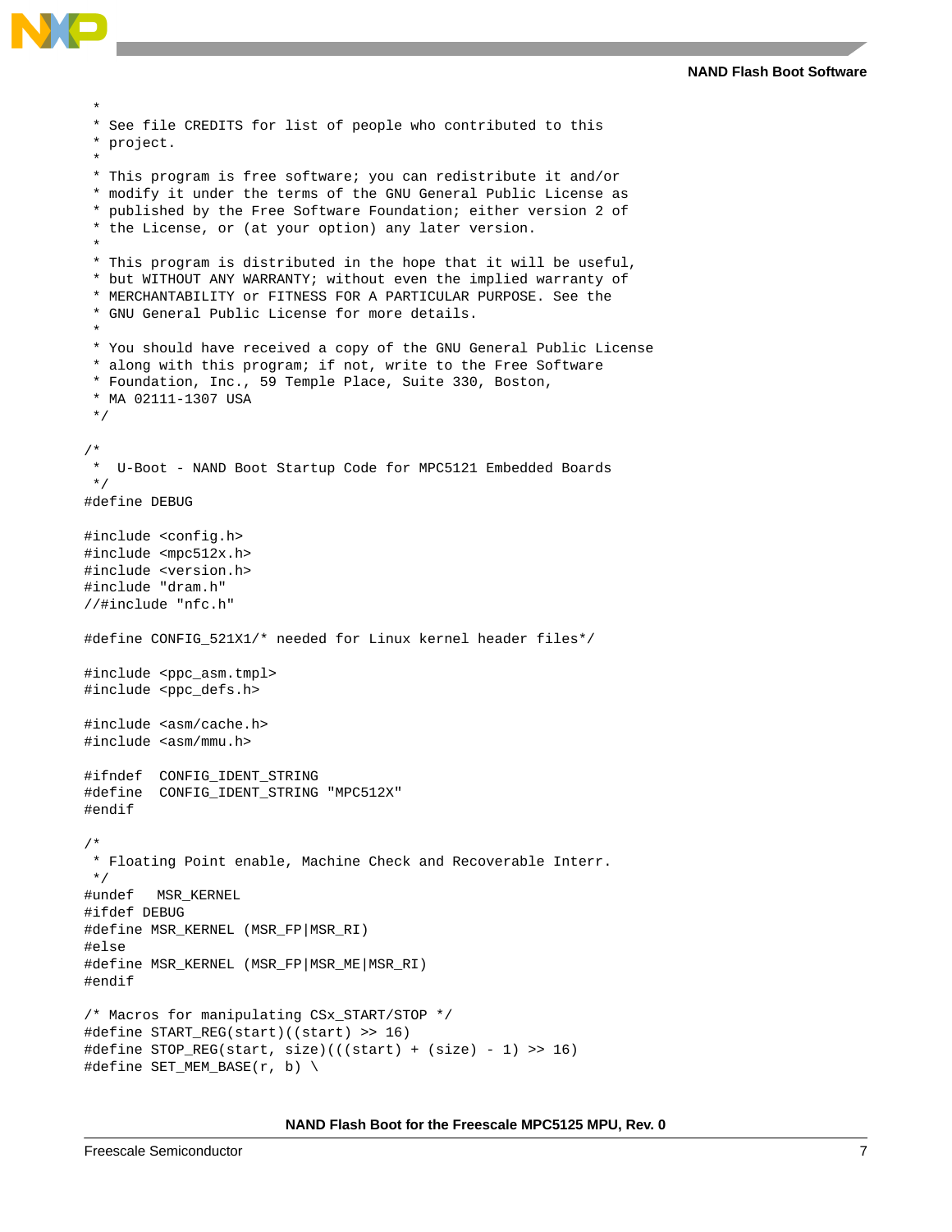```
 *
 * See file CREDITS for list of people who contributed to this
 * project.
 *
 * This program is free software; you can redistribute it and/or
 * modify it under the terms of the GNU General Public License as
 * published by the Free Software Foundation; either version 2 of
 * the License, or (at your option) any later version.
 *
 * This program is distributed in the hope that it will be useful,
 * but WITHOUT ANY WARRANTY; without even the implied warranty of
 * MERCHANTABILITY or FITNESS FOR A PARTICULAR PURPOSE. See the
 * GNU General Public License for more details.
 *
 * You should have received a copy of the GNU General Public License
 * along with this program; if not, write to the Free Software
 * Foundation, Inc., 59 Temple Place, Suite 330, Boston,
 * MA 02111-1307 USA
 */

/*
 *  U-Boot - NAND Boot Startup Code for MPC5121 Embedded Boards
 */
#define DEBUG

#include <config.h>
#include <mpc512x.h>
#include <version.h>
#include "dram.h"
//#include "nfc.h"

#define CONFIG_521X1/* needed for Linux kernel header files*/

#include <ppc_asm.tmpl>
#include <ppc_defs.h>

#include <asm/cache.h>
#include <asm/mmu.h>

#ifndef  CONFIG_IDENT_STRING
#define  CONFIG_IDENT_STRING "MPC512X"
#endif

/*
 * Floating Point enable, Machine Check and Recoverable Interr.
 */
#undef   MSR_KERNEL
#ifdef DEBUG
#define MSR_KERNEL (MSR_FP|MSR_RI)
#else
#define MSR_KERNEL (MSR_FP|MSR_ME|MSR_RI)
#endif

/* Macros for manipulating CSx_START/STOP */
#define START_REG(start)((start) >> 16)
#define STOP_REG(start, size)(((start) + (size) - 1) >> 16)
#define SET_MEM_BASE(r, b) \
```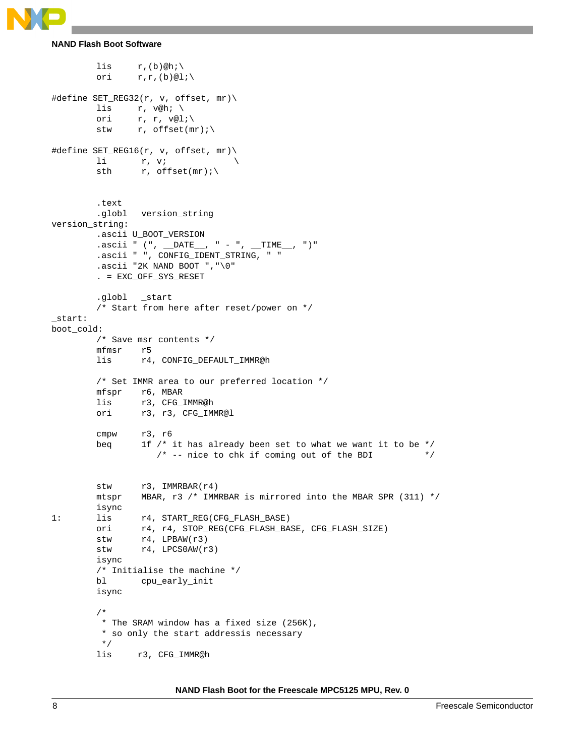```
        lis     r,(b)@h;\
        ori     r,r,(b)@l;\

#define SET_REG32(r, v, offset, mr)\
        lis     r, v@h; \
        ori     r, r, v@l;\
        stw     r, offset(mr);\

#define SET_REG16(r, v, offset, mr)\
        li       r, v;              \
        sth      r, offset(mr);\


        .text
        .globl   version_string
version_string:
        .ascii U_BOOT_VERSION
        .ascii " (", __DATE__, " - ", __TIME__, ")"
        .ascii " ", CONFIG_IDENT_STRING, " "
        .ascii "2K NAND BOOT ","\0"
        . = EXC_OFF_SYS_RESET

        .globl   _start
        /* Start from here after reset/power on */
_start:
boot_cold:
        /* Save msr contents */
        mfmsr    r5
        lis      r4, CONFIG_DEFAULT_IMMR@h

        /* Set IMMR area to our preferred location */
        mfspr    r6, MBAR
        lis      r3, CFG_IMMR@h
        ori      r3, r3, CFG_IMMR@l

        cmpw     r3, r6
        beq      1f /* it has already been set to what we want it to be */
                    /* -- nice to chk if coming out of the BDI          */


        stw      r3, IMMRBAR(r4)
        mtspr    MBAR, r3 /* IMMRBAR is mirrored into the MBAR SPR (311) */
        isync
1:      lis      r4, START_REG(CFG_FLASH_BASE)
        ori      r4, r4, STOP_REG(CFG_FLASH_BASE, CFG_FLASH_SIZE)
        stw      r4, LPBAW(r3)
        stw      r4, LPCS0AW(r3)
        isync
        /* Initialise the machine */
        bl       cpu_early_init
        isync

        /*
         * The SRAM window has a fixed size (256K),
         * so only the start addressis necessary
         */
        lis     r3, CFG_IMMR@h
```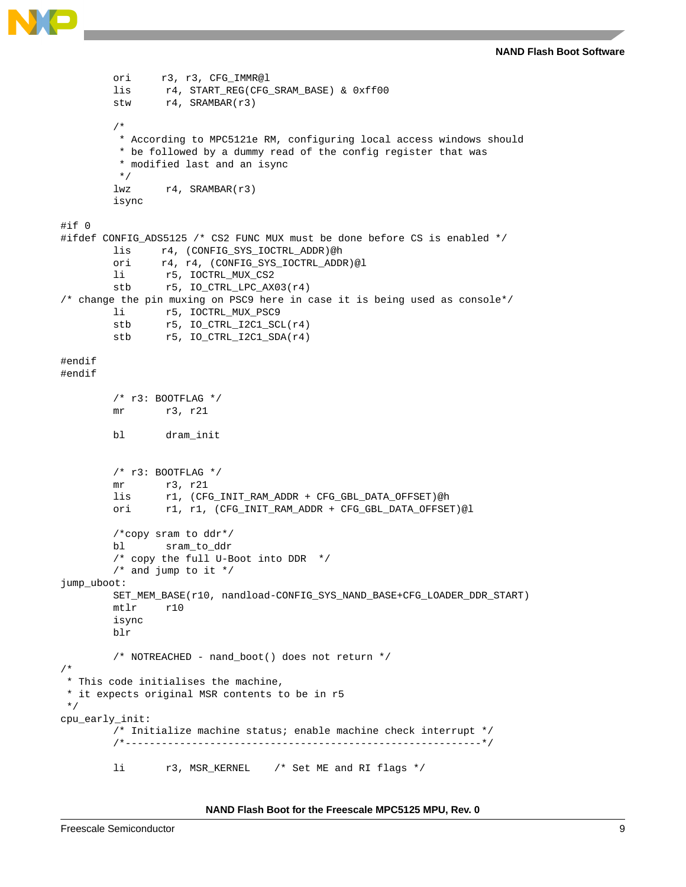```
        ori     r3, r3, CFG_IMMR@l
        lis      r4, START_REG(CFG_SRAM_BASE) & 0xff00
        stw      r4, SRAMBAR(r3)

        /*
         * According to MPC5121e RM, configuring local access windows should
         * be followed by a dummy read of the config register that was
         * modified last and an isync
         */
        lwz      r4, SRAMBAR(r3)
        isync

#if 0
#ifdef CONFIG_ADS5125 /* CS2 FUNC MUX must be done before CS is enabled */
        lis     r4, (CONFIG_SYS_IOCTRL_ADDR)@h
        ori     r4, r4, (CONFIG_SYS_IOCTRL_ADDR)@l
        li       r5, IOCTRL_MUX_CS2
        stb      r5, IO_CTRL_LPC_AX03(r4)
/* change the pin muxing on PSC9 here in case it is being used as console*/
        li       r5, IOCTRL_MUX_PSC9
        stb      r5, IO_CTRL_I2C1_SCL(r4)
        stb      r5, IO_CTRL_I2C1_SDA(r4)

#endif
#endif

        /* r3: BOOTFLAG */
        mr       r3, r21

        bl       dram_init


        /* r3: BOOTFLAG */
        mr       r3, r21
        lis      r1, (CFG_INIT_RAM_ADDR + CFG_GBL_DATA_OFFSET)@h
        ori      r1, r1, (CFG_INIT_RAM_ADDR + CFG_GBL_DATA_OFFSET)@l

        /*copy sram to ddr*/
        bl       sram_to_ddr
        /* copy the full U-Boot into DDR  */
        /* and jump to it */
jump_uboot:
        SET_MEM_BASE(r10, nandload-CONFIG_SYS_NAND_BASE+CFG_LOADER_DDR_START)
        mtlr     r10
        isync
        blr

        /* NOTREACHED - nand_boot() does not return */
/*
 * This code initialises the machine,
 * it expects original MSR contents to be in r5
 */
cpu_early_init:
        /* Initialize machine status; enable machine check interrupt */
        /*-----------------------------------------------------------*/

        li       r3, MSR_KERNEL    /* Set ME and RI flags */
```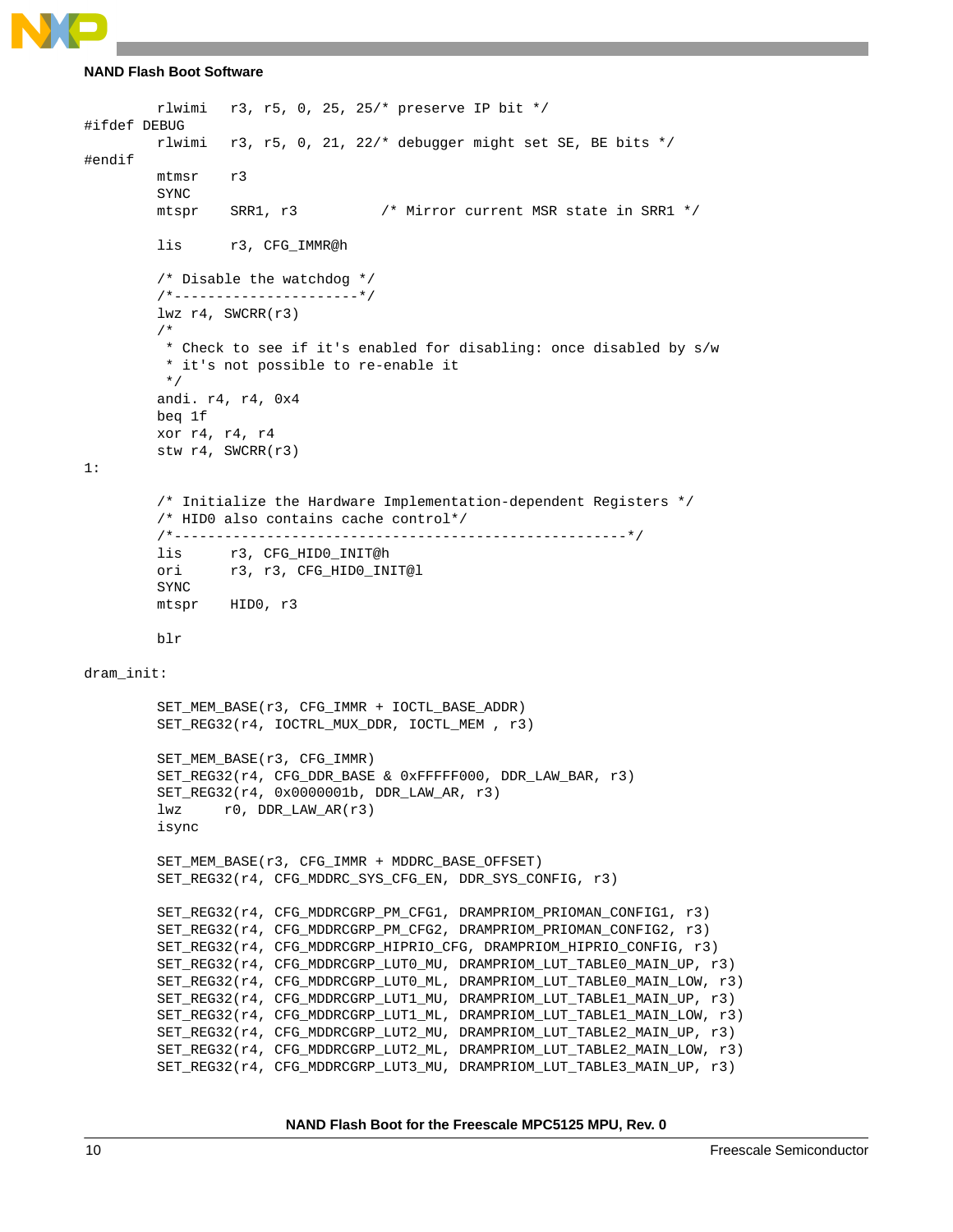```
        rlwimi   r3, r5, 0, 25, 25/* preserve IP bit */
#ifdef DEBUG
        rlwimi   r3, r5, 0, 21, 22/* debugger might set SE, BE bits */
#endif
        mtmsr    r3
        SYNC
        mtspr    SRR1, r3          /* Mirror current MSR state in SRR1 */

        lis      r3, CFG_IMMR@h

        /* Disable the watchdog */
        /*----------------------*/
        lwz r4, SWCRR(r3)
        /*
         * Check to see if it's enabled for disabling: once disabled by s/w
         * it's not possible to re-enable it
         */
        andi. r4, r4, 0x4
        beq 1f
        xor r4, r4, r4
        stw r4, SWCRR(r3)
1:

        /* Initialize the Hardware Implementation-dependent Registers */
        /* HID0 also contains cache control*/
        /*------------------------------------------------------*/
        lis      r3, CFG_HID0_INIT@h
        ori      r3, r3, CFG_HID0_INIT@l
        SYNC
        mtspr    HID0, r3

        blr

dram_init:

        SET_MEM_BASE(r3, CFG_IMMR + IOCTL_BASE_ADDR)
        SET_REG32(r4, IOCTRL_MUX_DDR, IOCTL_MEM , r3)

        SET_MEM_BASE(r3, CFG_IMMR)
        SET_REG32(r4, CFG_DDR_BASE & 0xFFFFF000, DDR_LAW_BAR, r3)
        SET_REG32(r4, 0x0000001b, DDR_LAW_AR, r3)
        lwz     r0, DDR_LAW_AR(r3)
        isync

        SET_MEM_BASE(r3, CFG_IMMR + MDDRC_BASE_OFFSET)
        SET_REG32(r4, CFG_MDDRC_SYS_CFG_EN, DDR_SYS_CONFIG, r3)

        SET_REG32(r4, CFG_MDDRCGRP_PM_CFG1, DRAMPRIOM_PRIOMAN_CONFIG1, r3)
        SET_REG32(r4, CFG_MDDRCGRP_PM_CFG2, DRAMPRIOM_PRIOMAN_CONFIG2, r3)
        SET_REG32(r4, CFG_MDDRCGRP_HIPRIO_CFG, DRAMPRIOM_HIPRIO_CONFIG, r3)
        SET_REG32(r4, CFG_MDDRCGRP_LUT0_MU, DRAMPRIOM_LUT_TABLE0_MAIN_UP, r3)
        SET_REG32(r4, CFG_MDDRCGRP_LUT0_ML, DRAMPRIOM_LUT_TABLE0_MAIN_LOW, r3)
        SET_REG32(r4, CFG_MDDRCGRP_LUT1_MU, DRAMPRIOM_LUT_TABLE1_MAIN_UP, r3)
        SET_REG32(r4, CFG_MDDRCGRP_LUT1_ML, DRAMPRIOM_LUT_TABLE1_MAIN_LOW, r3)
        SET_REG32(r4, CFG_MDDRCGRP_LUT2_MU, DRAMPRIOM_LUT_TABLE2_MAIN_UP, r3)
        SET_REG32(r4, CFG_MDDRCGRP_LUT2_ML, DRAMPRIOM_LUT_TABLE2_MAIN_LOW, r3)
        SET_REG32(r4, CFG_MDDRCGRP_LUT3_MU, DRAMPRIOM_LUT_TABLE3_MAIN_UP, r3)
```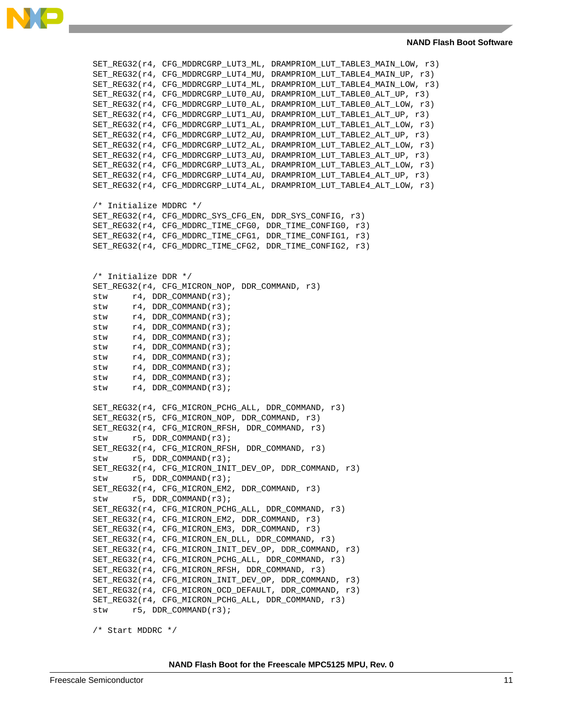```
SET_REG32(r4, CFG_MDDRCGRP_LUT3_ML, DRAMPRIOM_LUT_TABLE3_MAIN_LOW, r3)
SET_REG32(r4, CFG_MDDRCGRP_LUT4_MU, DRAMPRIOM_LUT_TABLE4_MAIN_UP, r3)
SET_REG32(r4, CFG_MDDRCGRP_LUT4_ML, DRAMPRIOM_LUT_TABLE4_MAIN_LOW, r3)
SET_REG32(r4, CFG_MDDRCGRP_LUT0_AU, DRAMPRIOM_LUT_TABLE0_ALT_UP, r3)
SET_REG32(r4, CFG_MDDRCGRP_LUT0_AL, DRAMPRIOM_LUT_TABLE0_ALT_LOW, r3)
SET_REG32(r4, CFG_MDDRCGRP_LUT1_AU, DRAMPRIOM_LUT_TABLE1_ALT_UP, r3)
SET_REG32(r4, CFG_MDDRCGRP_LUT1_AL, DRAMPRIOM_LUT_TABLE1_ALT_LOW, r3)
SET_REG32(r4, CFG_MDDRCGRP_LUT2_AU, DRAMPRIOM_LUT_TABLE2_ALT_UP, r3)
SET_REG32(r4, CFG_MDDRCGRP_LUT2_AL, DRAMPRIOM_LUT_TABLE2_ALT_LOW, r3)
SET_REG32(r4, CFG_MDDRCGRP_LUT3_AU, DRAMPRIOM_LUT_TABLE3_ALT_UP, r3)
SET_REG32(r4, CFG_MDDRCGRP_LUT3_AL, DRAMPRIOM_LUT_TABLE3_ALT_LOW, r3)
SET_REG32(r4, CFG_MDDRCGRP_LUT4_AU, DRAMPRIOM_LUT_TABLE4_ALT_UP, r3)
SET_REG32(r4, CFG_MDDRCGRP_LUT4_AL, DRAMPRIOM_LUT_TABLE4_ALT_LOW, r3)

/* Initialize MDDRC */
SET_REG32(r4, CFG_MDDRC_SYS_CFG_EN, DDR_SYS_CONFIG, r3)
SET_REG32(r4, CFG_MDDRC_TIME_CFG0, DDR_TIME_CONFIG0, r3)
SET_REG32(r4, CFG_MDDRC_TIME_CFG1, DDR_TIME_CONFIG1, r3)
SET_REG32(r4, CFG_MDDRC_TIME_CFG2, DDR_TIME_CONFIG2, r3)


/* Initialize DDR */
SET_REG32(r4, CFG_MICRON_NOP, DDR_COMMAND, r3)
stw     r4, DDR_COMMAND(r3);
stw     r4, DDR_COMMAND(r3);
stw     r4, DDR_COMMAND(r3);
stw     r4, DDR_COMMAND(r3);
stw     r4, DDR_COMMAND(r3);
stw     r4, DDR_COMMAND(r3);
stw     r4, DDR_COMMAND(r3);
stw     r4, DDR_COMMAND(r3);
stw     r4, DDR_COMMAND(r3);
stw     r4, DDR_COMMAND(r3);

SET_REG32(r4, CFG_MICRON_PCHG_ALL, DDR_COMMAND, r3)
SET_REG32(r5, CFG_MICRON_NOP, DDR_COMMAND, r3)
SET_REG32(r4, CFG_MICRON_RFSH, DDR_COMMAND, r3)
stw     r5, DDR_COMMAND(r3);
SET_REG32(r4, CFG_MICRON_RFSH, DDR_COMMAND, r3)
stw     r5, DDR_COMMAND(r3);
SET_REG32(r4, CFG_MICRON_INIT_DEV_OP, DDR_COMMAND, r3)
stw     r5, DDR_COMMAND(r3);
SET_REG32(r4, CFG_MICRON_EM2, DDR_COMMAND, r3)
stw     r5, DDR_COMMAND(r3);
SET_REG32(r4, CFG_MICRON_PCHG_ALL, DDR_COMMAND, r3)
SET_REG32(r4, CFG_MICRON_EM2, DDR_COMMAND, r3)
SET_REG32(r4, CFG_MICRON_EM3, DDR_COMMAND, r3)
SET_REG32(r4, CFG_MICRON_EN_DLL, DDR_COMMAND, r3)
SET_REG32(r4, CFG_MICRON_INIT_DEV_OP, DDR_COMMAND, r3)
SET_REG32(r4, CFG_MICRON_PCHG_ALL, DDR_COMMAND, r3)
SET_REG32(r4, CFG_MICRON_RFSH, DDR_COMMAND, r3)
SET_REG32(r4, CFG_MICRON_INIT_DEV_OP, DDR_COMMAND, r3)
SET_REG32(r4, CFG_MICRON_OCD_DEFAULT, DDR_COMMAND, r3)
SET_REG32(r4, CFG_MICRON_PCHG_ALL, DDR_COMMAND, r3)
stw     r5, DDR_COMMAND(r3);

/* Start MDDRC */
```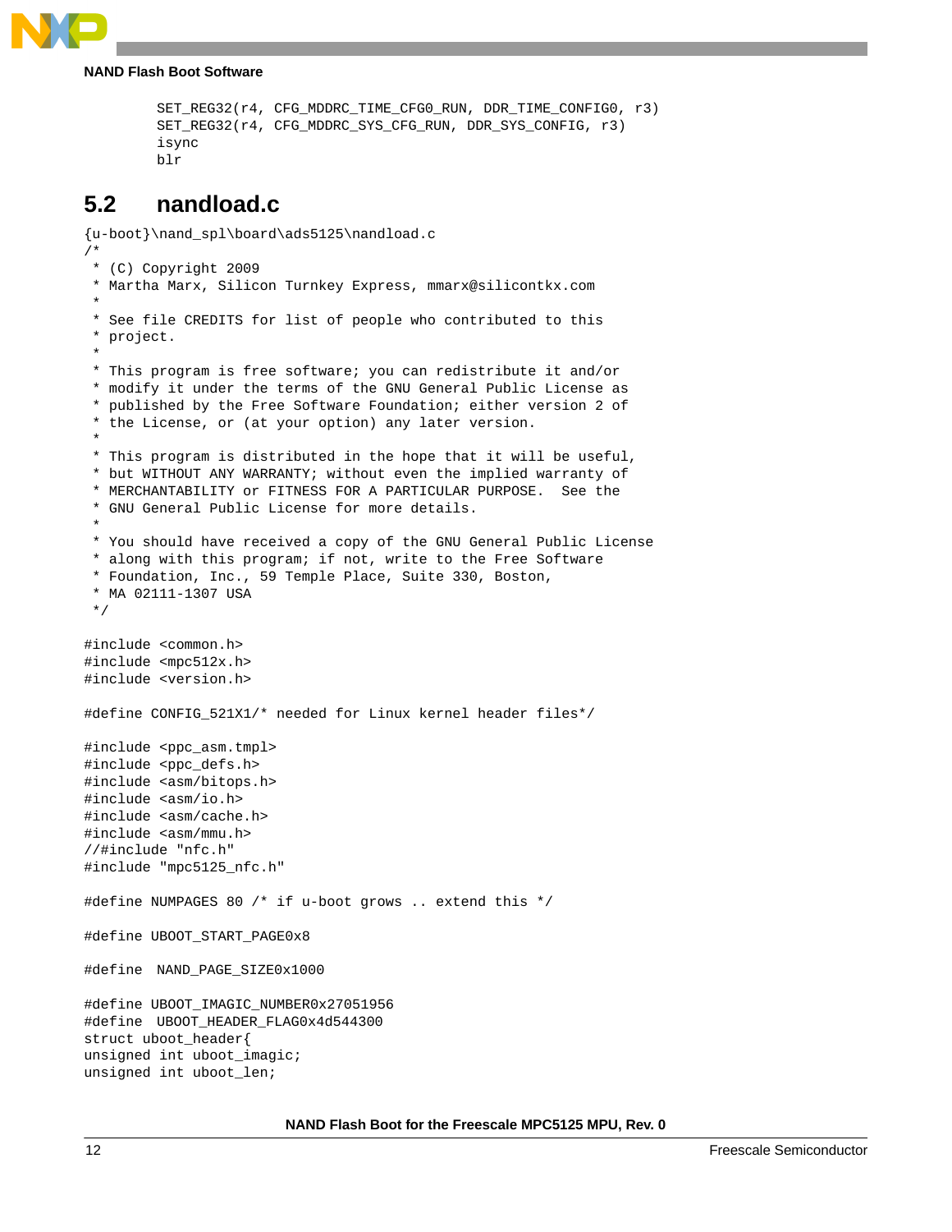```
        SET_REG32(r4, CFG_MDDRC_TIME_CFG0_RUN, DDR_TIME_CONFIG0, r3)
        SET_REG32(r4, CFG_MDDRC_SYS_CFG_RUN, DDR_SYS_CONFIG, r3)
        isync
        blr
```

## 5.2 nandload.c

```
{u-boot}\nand_spl\board\ads5125\nandload.c
/*
 * (C) Copyright 2009
 * Martha Marx, Silicon Turnkey Express, mmarx@silicontkx.com
 *
 * See file CREDITS for list of people who contributed to this
 * project.
 *
 * This program is free software; you can redistribute it and/or
 * modify it under the terms of the GNU General Public License as
 * published by the Free Software Foundation; either version 2 of
 * the License, or (at your option) any later version.
 *
 * This program is distributed in the hope that it will be useful,
 * but WITHOUT ANY WARRANTY; without even the implied warranty of
 * MERCHANTABILITY or FITNESS FOR A PARTICULAR PURPOSE.  See the
 * GNU General Public License for more details.
 *
 * You should have received a copy of the GNU General Public License
 * along with this program; if not, write to the Free Software
 * Foundation, Inc., 59 Temple Place, Suite 330, Boston,
 * MA 02111-1307 USA
 */

#include <common.h>
#include <mpc512x.h>
#include <version.h>

#define CONFIG_521X1/* needed for Linux kernel header files*/

#include <ppc_asm.tmpl>
#include <ppc_defs.h>
#include <asm/bitops.h>
#include <asm/io.h>
#include <asm/cache.h>
#include <asm/mmu.h>
//#include "nfc.h"
#include "mpc5125_nfc.h"

#define NUMPAGES 80 /* if u-boot grows .. extend this */

#define UBOOT_START_PAGE0x8

#define  NAND_PAGE_SIZE0x1000

#define UBOOT_IMAGIC_NUMBER0x27051956
#define  UBOOT_HEADER_FLAG0x4d544300
struct uboot_header{
unsigned int uboot_imagic;
unsigned int uboot_len;
```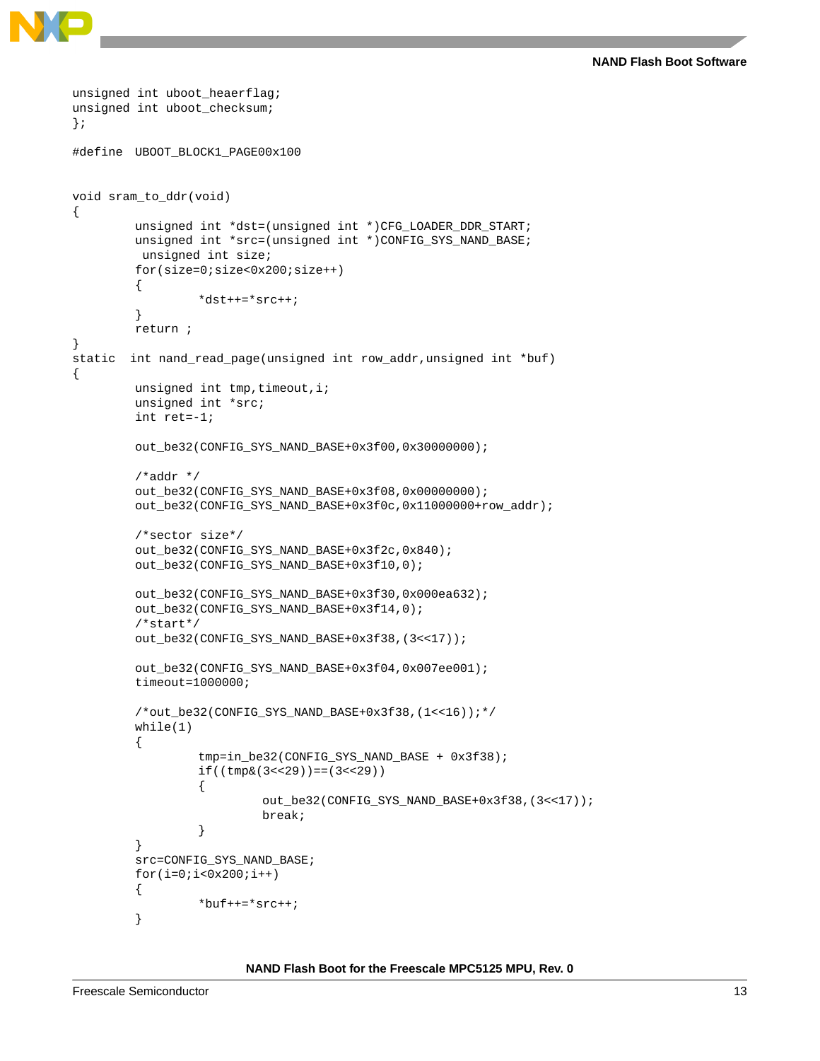```
unsigned int uboot_heaerflag;
unsigned int uboot_checksum;
};

#define  UBOOT_BLOCK1_PAGE00x100


void sram_to_ddr(void)
{
        unsigned int *dst=(unsigned int *)CFG_LOADER_DDR_START;
        unsigned int *src=(unsigned int *)CONFIG_SYS_NAND_BASE;
         unsigned int size;
        for(size=0;size<0x200;size++)
        {
                *dst++=*src++;
        }
        return ;
}
static  int nand_read_page(unsigned int row_addr,unsigned int *buf)
{
        unsigned int tmp,timeout,i;
        unsigned int *src;
        int ret=-1;

        out_be32(CONFIG_SYS_NAND_BASE+0x3f00,0x30000000);

        /*addr */
        out_be32(CONFIG_SYS_NAND_BASE+0x3f08,0x00000000);
        out_be32(CONFIG_SYS_NAND_BASE+0x3f0c,0x11000000+row_addr);

        /*sector size*/
        out_be32(CONFIG_SYS_NAND_BASE+0x3f2c,0x840);
        out_be32(CONFIG_SYS_NAND_BASE+0x3f10,0);

        out_be32(CONFIG_SYS_NAND_BASE+0x3f30,0x000ea632);
        out_be32(CONFIG_SYS_NAND_BASE+0x3f14,0);
        /*start*/
        out_be32(CONFIG_SYS_NAND_BASE+0x3f38,(3<<17));

        out_be32(CONFIG_SYS_NAND_BASE+0x3f04,0x007ee001);
        timeout=1000000;

        /*out_be32(CONFIG_SYS_NAND_BASE+0x3f38,(1<<16));*/
        while(1)
        {
                tmp=in_be32(CONFIG_SYS_NAND_BASE + 0x3f38);
                if((tmp&(3<<29))==(3<<29))
                {
                        out_be32(CONFIG_SYS_NAND_BASE+0x3f38,(3<<17));
                        break;
                }
        }
        src=CONFIG_SYS_NAND_BASE;
        for(i=0;i<0x200;i++)
        {
                *buf++=*src++;
        }
```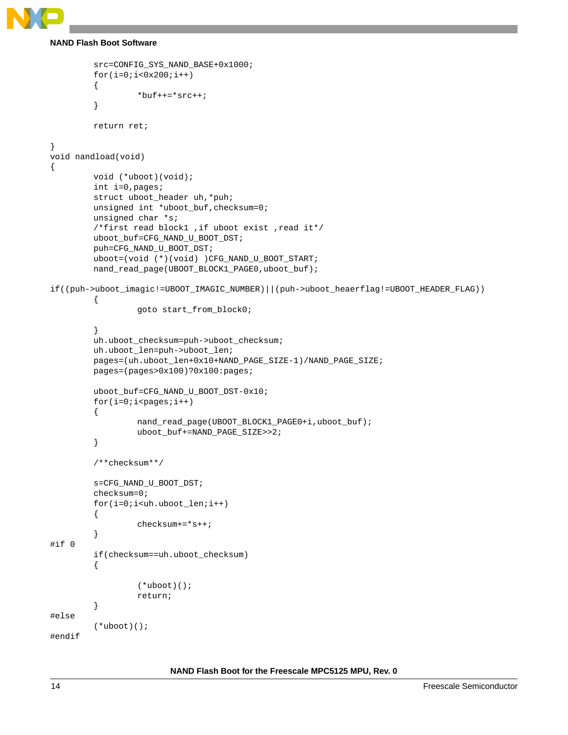```
        src=CONFIG_SYS_NAND_BASE+0x1000;
        for(i=0;i<0x200;i++)
        {
                *buf++=*src++;
        }

        return ret;

}
void nandload(void)
{
        void (*uboot)(void);
        int i=0,pages;
        struct uboot_header uh,*puh;
        unsigned int *uboot_buf,checksum=0;
        unsigned char *s;
        /*first read block1 ,if uboot exist ,read it*/
        uboot_buf=CFG_NAND_U_BOOT_DST;
        puh=CFG_NAND_U_BOOT_DST;
        uboot=(void (*)(void) )CFG_NAND_U_BOOT_START;
        nand_read_page(UBOOT_BLOCK1_PAGE0,uboot_buf);

if((puh->uboot_imagic!=UBOOT_IMAGIC_NUMBER)||(puh->uboot_heaerflag!=UBOOT_HEADER_FLAG))
        {
                goto start_from_block0;

        }
        uh.uboot_checksum=puh->uboot_checksum;
        uh.uboot_len=puh->uboot_len;
        pages=(uh.uboot_len+0x10+NAND_PAGE_SIZE-1)/NAND_PAGE_SIZE;
        pages=(pages>0x100)?0x100:pages;

        uboot_buf=CFG_NAND_U_BOOT_DST-0x10;
        for(i=0;i<pages;i++)
        {
                nand_read_page(UBOOT_BLOCK1_PAGE0+i,uboot_buf);
                uboot_buf+=NAND_PAGE_SIZE>>2;
        }

        /**checksum**/

        s=CFG_NAND_U_BOOT_DST;
        checksum=0;
        for(i=0;i<uh.uboot_len;i++)
        {
                checksum+=*s++;
        }
#if 0
        if(checksum==uh.uboot_checksum)
        {

                (*uboot)();
                return;
        }
#else
        (*uboot)();
#endif
```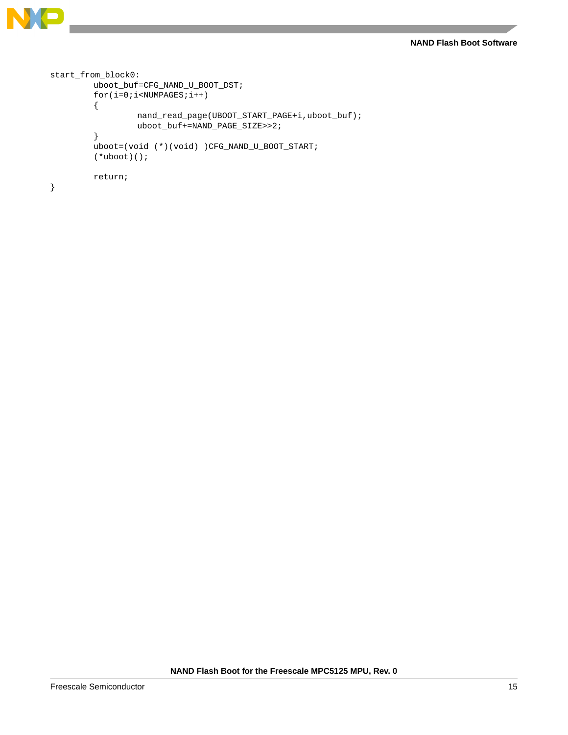```
start_from_block0:
        uboot_buf=CFG_NAND_U_BOOT_DST;
        for(i=0;i<NUMPAGES;i++)
        {
                nand_read_page(UBOOT_START_PAGE+i,uboot_buf);
                uboot_buf+=NAND_PAGE_SIZE>>2;
        }
        uboot=(void (*)(void) )CFG_NAND_U_BOOT_START;
        (*uboot)();

        return;
}
```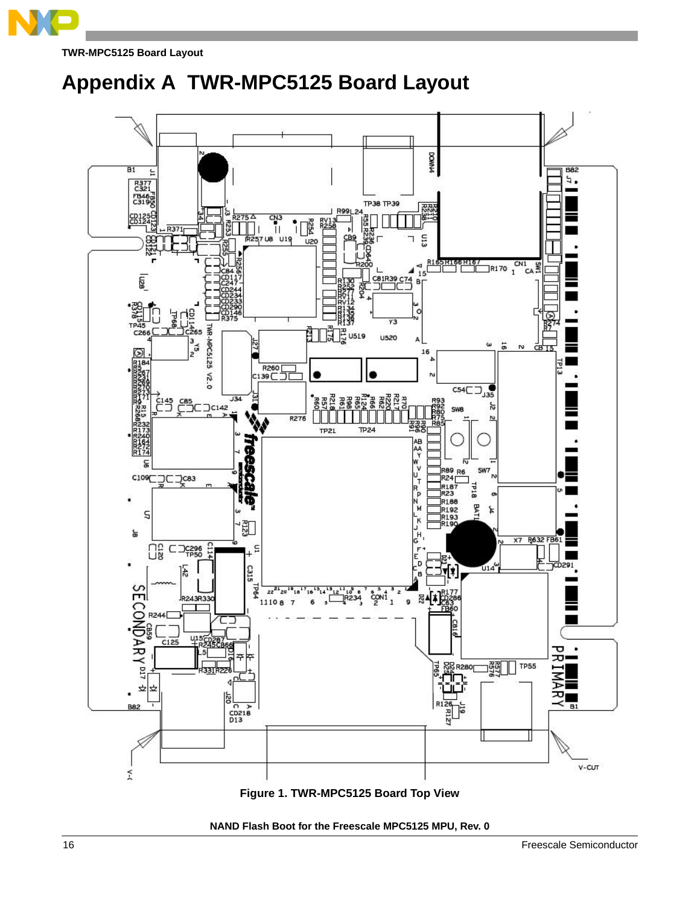# Appendix A TWR-MPC5125 Board Layout

Figure 1. TWR-MPC5125 Board Top View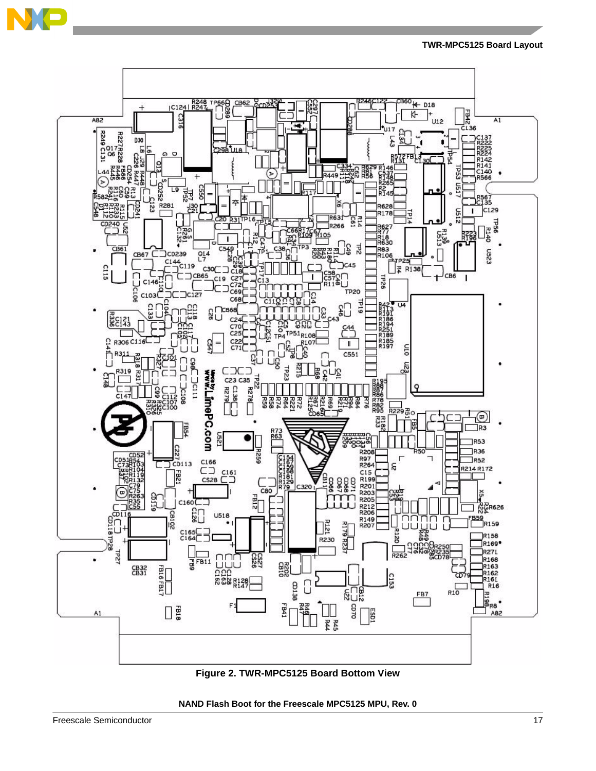Figure 2. TWR-MPC5125 Board Bottom View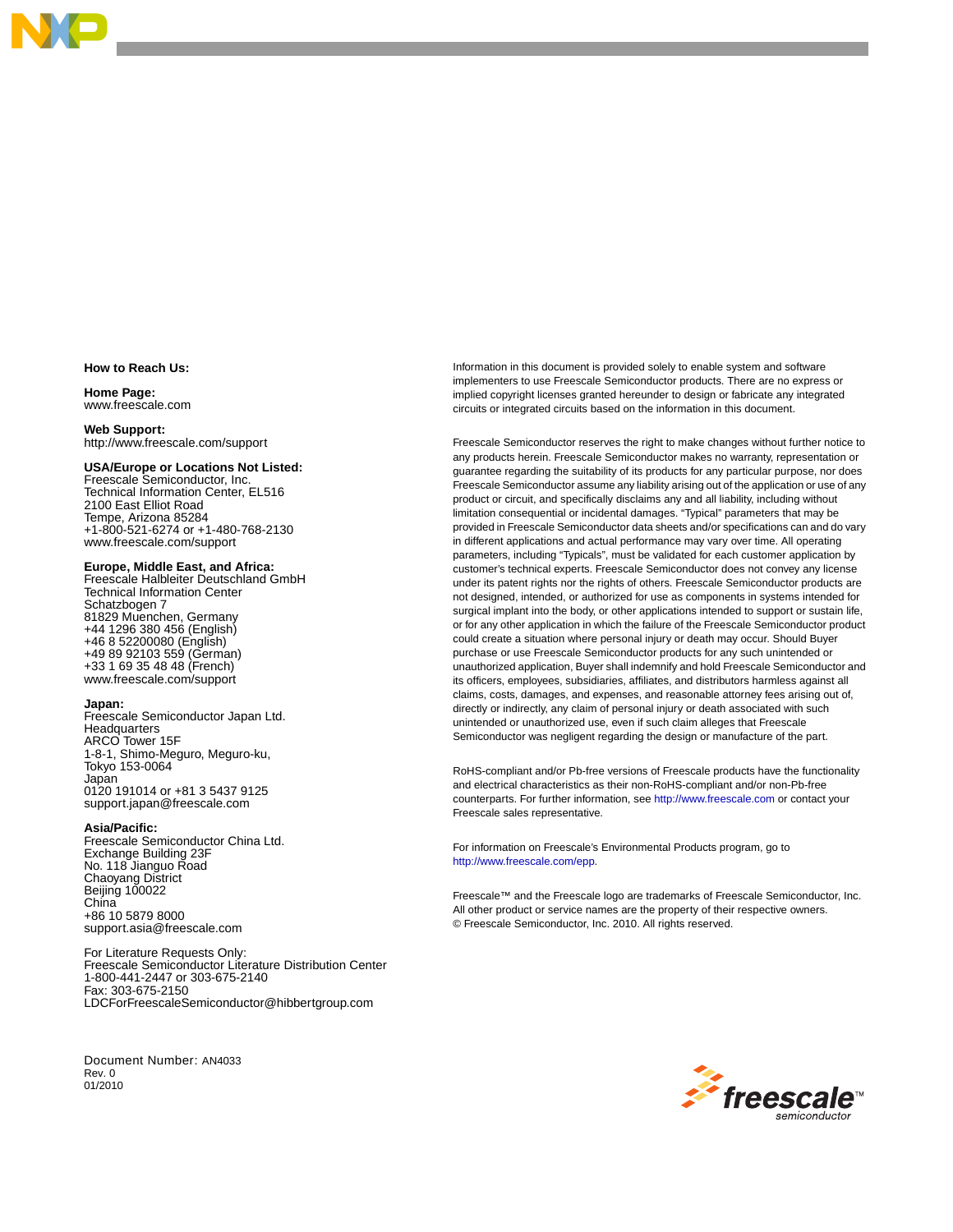**How to Reach Us:**

**Home Page:**
www.freescale.com

**Web Support:**
http://www.freescale.com/support

**USA/Europe or Locations Not Listed:**
Freescale Semiconductor, Inc.
Technical Information Center, EL516
2100 East Elliot Road
Tempe, Arizona 85284
+1-800-521-6274 or +1-480-768-2130
www.freescale.com/support

**Europe, Middle East, and Africa:**
Freescale Halbleiter Deutschland GmbH
Technical Information Center
Schatzbogen 7
81829 Muenchen, Germany
+44 1296 380 456 (English)
+46 8 52200080 (English)
+49 89 92103 559 (German)
+33 1 69 35 48 48 (French)
www.freescale.com/support

**Japan:**
Freescale Semiconductor Japan Ltd.
Headquarters
ARCO Tower 15F
1-8-1, Shimo-Meguro, Meguro-ku,
Tokyo 153-0064
Japan
0120 191014 or +81 3 5437 9125
support.japan@freescale.com

**Asia/Pacific:**
Freescale Semiconductor China Ltd.
Exchange Building 23F
No. 118 Jianguo Road
Chaoyang District
Beijing 100022
China
+86 10 5879 8000
support.asia@freescale.com

For Literature Requests Only:
Freescale Semiconductor Literature Distribution Center
1-800-441-2447 or 303-675-2140
Fax: 303-675-2150
LDCForFreescaleSemiconductor@hibbertgroup.com

Information in this document is provided solely to enable system and software implementers to use Freescale Semiconductor products. There are no express or implied copyright licenses granted hereunder to design or fabricate any integrated circuits or integrated circuits based on the information in this document.

Freescale Semiconductor reserves the right to make changes without further notice to any products herein. Freescale Semiconductor makes no warranty, representation or guarantee regarding the suitability of its products for any particular purpose, nor does Freescale Semiconductor assume any liability arising out of the application or use of any product or circuit, and specifically disclaims any and all liability, including without limitation consequential or incidental damages. "Typical" parameters that may be provided in Freescale Semiconductor data sheets and/or specifications can and do vary in different applications and actual performance may vary over time. All operating parameters, including "Typicals", must be validated for each customer application by customer's technical experts. Freescale Semiconductor does not convey any license under its patent rights nor the rights of others. Freescale Semiconductor products are not designed, intended, or authorized for use as components in systems intended for surgical implant into the body, or other applications intended to support or sustain life, or for any other application in which the failure of the Freescale Semiconductor product could create a situation where personal injury or death may occur. Should Buyer purchase or use Freescale Semiconductor products for any such unintended or unauthorized application, Buyer shall indemnify and hold Freescale Semiconductor and its officers, employees, subsidiaries, affiliates, and distributors harmless against all claims, costs, damages, and expenses, and reasonable attorney fees arising out of, directly or indirectly, any claim of personal injury or death associated with such unintended or unauthorized use, even if such claim alleges that Freescale Semiconductor was negligent regarding the design or manufacture of the part.

RoHS-compliant and/or Pb-free versions of Freescale products have the functionality and electrical characteristics as their non-RoHS-compliant and/or non-Pb-free counterparts. For further information, see http://www.freescale.com or contact your Freescale sales representative.

For information on Freescale's Environmental Products program, go to http://www.freescale.com/epp.

Freescale™ and the Freescale logo are trademarks of Freescale Semiconductor, Inc. All other product or service names are the property of their respective owners.
© Freescale Semiconductor, Inc. 2010. All rights reserved.

Document Number: AN4033
Rev. 0
01/2010